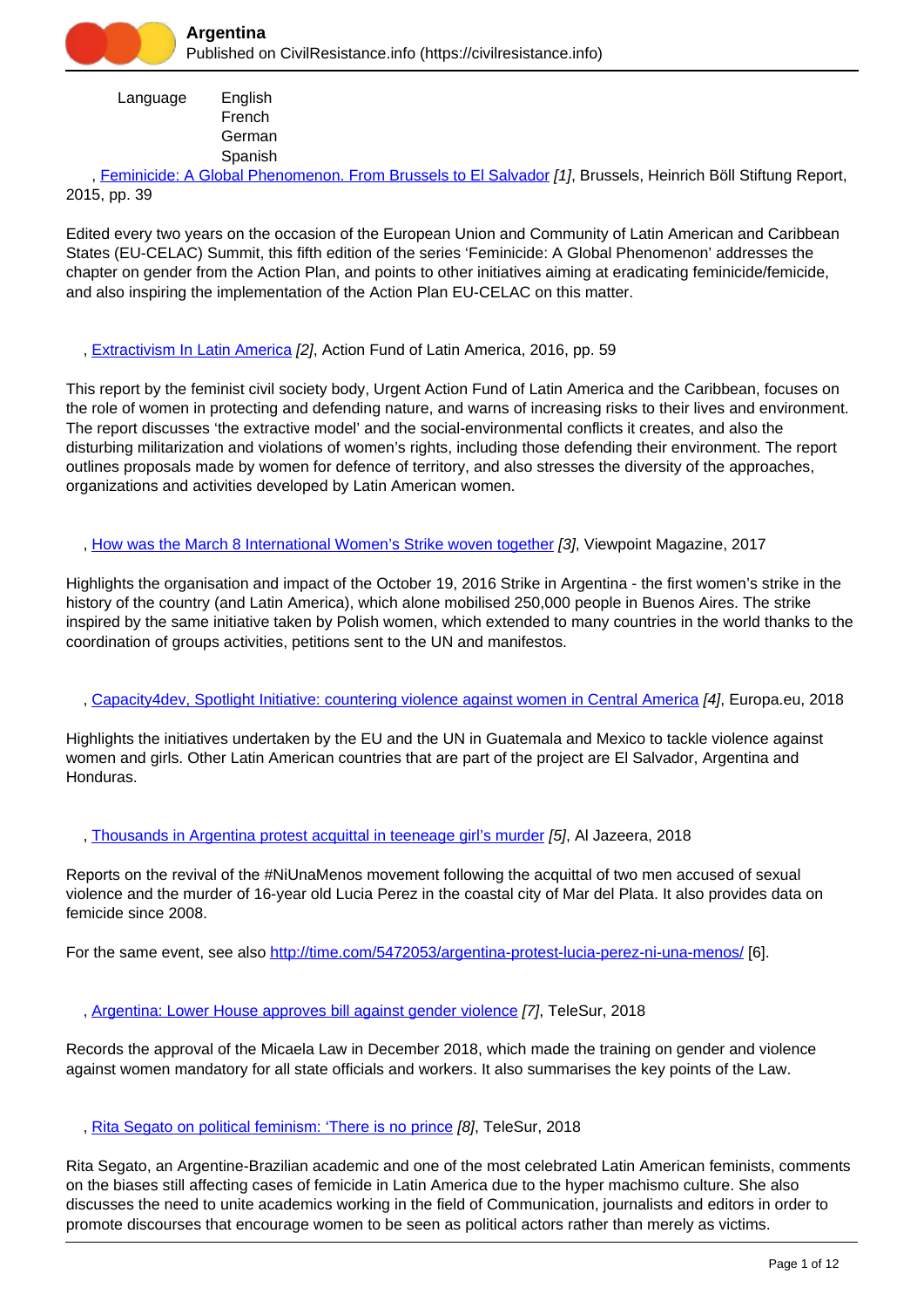Language English
French
German
Spanish

, [Feminicide: A Global Phenomenon. From Brussels to El Salvador](#) [1], Brussels, Heinrich Böll Stiftung Report, 2015, pp. 39

Edited every two years on the occasion of the European Union and Community of Latin American and Caribbean States (EU-CELAC) Summit, this fifth edition of the series 'Feminicide: A Global Phenomenon' addresses the chapter on gender from the Action Plan, and points to other initiatives aiming at eradicating feminicide/femicide, and also inspiring the implementation of the Action Plan EU-CELAC on this matter.

, [Extractivism In Latin America](#) [2], Action Fund of Latin America, 2016, pp. 59

This report by the feminist civil society body, Urgent Action Fund of Latin America and the Caribbean, focuses on the role of women in protecting and defending nature, and warns of increasing risks to their lives and environment. The report discusses 'the extractive model' and the social-environmental conflicts it creates, and also the disturbing militarization and violations of women's rights, including those defending their environment. The report outlines proposals made by women for defence of territory, and also stresses the diversity of the approaches, organizations and activities developed by Latin American women.

, [How was the March 8 International Women's Strike woven together](#) [3], Viewpoint Magazine, 2017

Highlights the organisation and impact of the October 19, 2016 Strike in Argentina - the first women's strike in the history of the country (and Latin America), which alone mobilised 250,000 people in Buenos Aires. The strike inspired by the same initiative taken by Polish women, which extended to many countries in the world thanks to the coordination of groups activities, petitions sent to the UN and manifestos.

, [Capacity4dev, Spotlight Initiative: countering violence against women in Central America](#) [4], Europa.eu, 2018

Highlights the initiatives undertaken by the EU and the UN in Guatemala and Mexico to tackle violence against women and girls. Other Latin American countries that are part of the project are El Salvador, Argentina and Honduras.

, [Thousands in Argentina protest acquittal in teeneage girl's murder](#) [5], Al Jazeera, 2018

Reports on the revival of the #NiUnaMenos movement following the acquittal of two men accused of sexual violence and the murder of 16-year old Lucia Perez in the coastal city of Mar del Plata. It also provides data on femicide since 2008.

For the same event, see also http://time.com/5472053/argentina-protest-lucia-perez-ni-una-menos/ [6].

, [Argentina: Lower House approves bill against gender violence](#) [7], TeleSur, 2018

Records the approval of the Micaela Law in December 2018, which made the training on gender and violence against women mandatory for all state officials and workers. It also summarises the key points of the Law.

, [Rita Segato on political feminism: 'There is no prince](#) [8], TeleSur, 2018

Rita Segato, an Argentine-Brazilian academic and one of the most celebrated Latin American feminists, comments on the biases still affecting cases of femicide in Latin America due to the hyper machismo culture. She also discusses the need to unite academics working in the field of Communication, journalists and editors in order to promote discourses that encourage women to be seen as political actors rather than merely as victims.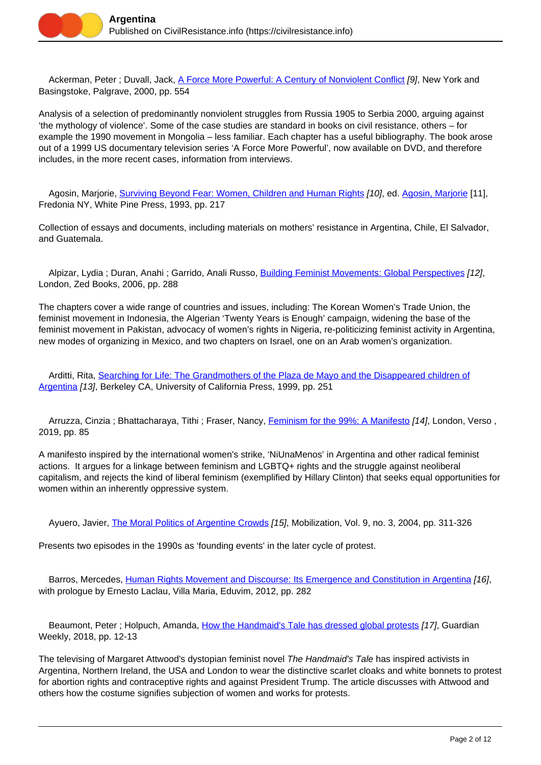Ackerman, Peter ; Duvall, Jack, [A Force More Powerful: A Century of Nonviolent Conflict] *[9]*, New York and Basingstoke, Palgrave, 2000, pp. 554

Analysis of a selection of predominantly nonviolent struggles from Russia 1905 to Serbia 2000, arguing against 'the mythology of violence'. Some of the case studies are standard in books on civil resistance, others – for example the 1990 movement in Mongolia – less familiar. Each chapter has a useful bibliography. The book arose out of a 1999 US documentary television series 'A Force More Powerful', now available on DVD, and therefore includes, in the more recent cases, information from interviews.

Agosin, Marjorie, [Surviving Beyond Fear: Women, Children and Human Rights] *[10]*, ed. [Agosin, Marjorie] [11], Fredonia NY, White Pine Press, 1993, pp. 217

Collection of essays and documents, including materials on mothers' resistance in Argentina, Chile, El Salvador, and Guatemala.

Alpizar, Lydia ; Duran, Anahi ; Garrido, Anali Russo, [Building Feminist Movements: Global Perspectives] *[12]*, London, Zed Books, 2006, pp. 288

The chapters cover a wide range of countries and issues, including: The Korean Women's Trade Union, the feminist movement in Indonesia, the Algerian 'Twenty Years is Enough' campaign, widening the base of the feminist movement in Pakistan, advocacy of women's rights in Nigeria, re-politicizing feminist activity in Argentina, new modes of organizing in Mexico, and two chapters on Israel, one on an Arab women's organization.

Arditti, Rita, [Searching for Life: The Grandmothers of the Plaza de Mayo and the Disappeared children of Argentina] *[13]*, Berkeley CA, University of California Press, 1999, pp. 251

Arruzza, Cinzia ; Bhattacharaya, Tithi ; Fraser, Nancy, [Feminism for the 99%: A Manifesto] *[14]*, London, Verso , 2019, pp. 85

A manifesto inspired by the international women's strike, 'NiUnaMenos' in Argentina and other radical feminist actions. It argues for a linkage between feminism and LGBTQ+ rights and the struggle against neoliberal capitalism, and rejects the kind of liberal feminism (exemplified by Hillary Clinton) that seeks equal opportunities for women within an inherently oppressive system.

Ayuero, Javier, [The Moral Politics of Argentine Crowds] *[15]*, Mobilization, Vol. 9, no. 3, 2004, pp. 311-326

Presents two episodes in the 1990s as 'founding events' in the later cycle of protest.

Barros, Mercedes, [Human Rights Movement and Discourse: Its Emergence and Constitution in Argentina] *[16]*, with prologue by Ernesto Laclau, Villa Maria, Eduvim, 2012, pp. 282

Beaumont, Peter ; Holpuch, Amanda, [How the Handmaid's Tale has dressed global protests] *[17]*, Guardian Weekly, 2018, pp. 12-13

The televising of Margaret Attwood's dystopian feminist novel *The Handmaid's Tale* has inspired activists in Argentina, Northern Ireland, the USA and London to wear the distinctive scarlet cloaks and white bonnets to protest for abortion rights and contraceptive rights and against President Trump. The article discusses with Attwood and others how the costume signifies subjection of women and works for protests.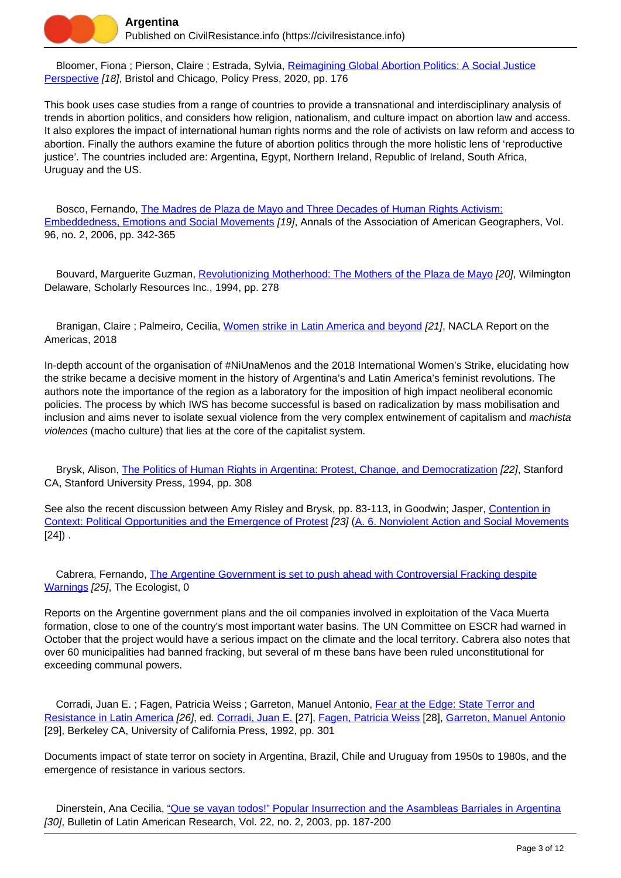Bloomer, Fiona ; Pierson, Claire ; Estrada, Sylvia, Reimagining Global Abortion Politics: A Social Justice Perspective *[18]*, Bristol and Chicago, Policy Press, 2020, pp. 176

This book uses case studies from a range of countries to provide a transnational and interdisciplinary analysis of trends in abortion politics, and considers how religion, nationalism, and culture impact on abortion law and access. It also explores the impact of international human rights norms and the role of activists on law reform and access to abortion. Finally the authors examine the future of abortion politics through the more holistic lens of 'reproductive justice'. The countries included are: Argentina, Egypt, Northern Ireland, Republic of Ireland, South Africa, Uruguay and the US.

Bosco, Fernando, The Madres de Plaza de Mayo and Three Decades of Human Rights Activism: Embeddedness, Emotions and Social Movements *[19]*, Annals of the Association of American Geographers, Vol. 96, no. 2, 2006, pp. 342-365

Bouvard, Marguerite Guzman, Revolutionizing Motherhood: The Mothers of the Plaza de Mayo *[20]*, Wilmington Delaware, Scholarly Resources Inc., 1994, pp. 278

Branigan, Claire ; Palmeiro, Cecilia, Women strike in Latin America and beyond *[21]*, NACLA Report on the Americas, 2018

In-depth account of the organisation of #NiUnaMenos and the 2018 International Women's Strike, elucidating how the strike became a decisive moment in the history of Argentina's and Latin America's feminist revolutions. The authors note the importance of the region as a laboratory for the imposition of high impact neoliberal economic policies. The process by which IWS has become successful is based on radicalization by mass mobilisation and inclusion and aims never to isolate sexual violence from the very complex entwinement of capitalism and *machista violences* (macho culture) that lies at the core of the capitalist system.

Brysk, Alison, The Politics of Human Rights in Argentina: Protest, Change, and Democratization *[22]*, Stanford CA, Stanford University Press, 1994, pp. 308

See also the recent discussion between Amy Risley and Brysk, pp. 83-113, in Goodwin; Jasper, Contention in Context: Political Opportunities and the Emergence of Protest *[23]* (A. 6. Nonviolent Action and Social Movements [24]) .

Cabrera, Fernando, The Argentine Government is set to push ahead with Controversial Fracking despite Warnings *[25]*, The Ecologist, 0

Reports on the Argentine government plans and the oil companies involved in exploitation of the Vaca Muerta formation, close to one of the country's most important water basins. The UN Committee on ESCR had warned in October that the project would have a serious impact on the climate and the local territory. Cabrera also notes that over 60 municipalities had banned fracking, but several of m these bans have been ruled unconstitutional for exceeding communal powers.

Corradi, Juan E. ; Fagen, Patricia Weiss ; Garreton, Manuel Antonio, Fear at the Edge: State Terror and Resistance in Latin America *[26]*, ed. Corradi, Juan E. [27], Fagen, Patricia Weiss [28], Garreton, Manuel Antonio [29], Berkeley CA, University of California Press, 1992, pp. 301

Documents impact of state terror on society in Argentina, Brazil, Chile and Uruguay from 1950s to 1980s, and the emergence of resistance in various sectors.

Dinerstein, Ana Cecilia, "Que se vayan todos!" Popular Insurrection and the Asambleas Barriales in Argentina *[30]*, Bulletin of Latin American Research, Vol. 22, no. 2, 2003, pp. 187-200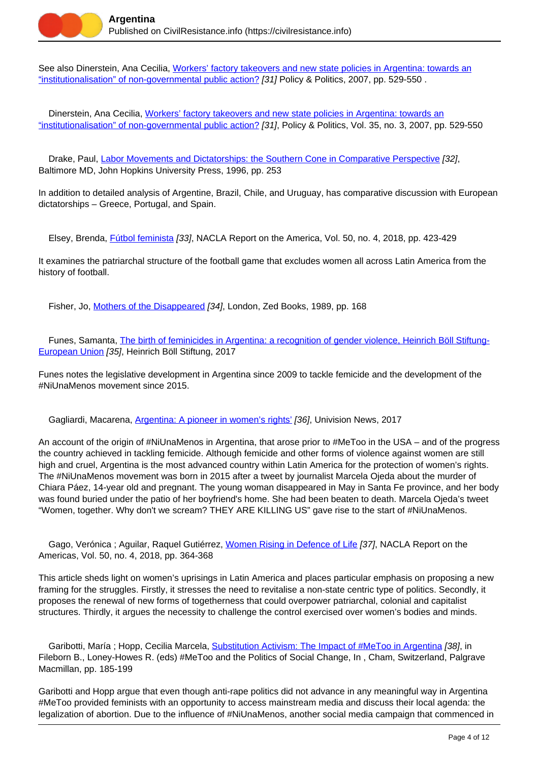See also Dinerstein, Ana Cecilia, Workers' factory takeovers and new state policies in Argentina: towards an "institutionalisation" of non-governmental public action? [31] Policy & Politics, 2007, pp. 529-550 .

Dinerstein, Ana Cecilia, Workers' factory takeovers and new state policies in Argentina: towards an "institutionalisation" of non-governmental public action? [31], Policy & Politics, Vol. 35, no. 3, 2007, pp. 529-550

Drake, Paul, Labor Movements and Dictatorships: the Southern Cone in Comparative Perspective [32], Baltimore MD, John Hopkins University Press, 1996, pp. 253

In addition to detailed analysis of Argentine, Brazil, Chile, and Uruguay, has comparative discussion with European dictatorships – Greece, Portugal, and Spain.

Elsey, Brenda, Fútbol feminista [33], NACLA Report on the America, Vol. 50, no. 4, 2018, pp. 423-429

It examines the patriarchal structure of the football game that excludes women all across Latin America from the history of football.

Fisher, Jo, Mothers of the Disappeared [34], London, Zed Books, 1989, pp. 168

Funes, Samanta, The birth of feminicides in Argentina: a recognition of gender violence, Heinrich Böll Stiftung-European Union [35], Heinrich Böll Stiftung, 2017

Funes notes the legislative development in Argentina since 2009 to tackle femicide and the development of the #NiUnaMenos movement since 2015.

Gagliardi, Macarena, Argentina: A pioneer in women's rights' [36], Univision News, 2017

An account of the origin of #NiUnaMenos in Argentina, that arose prior to #MeToo in the USA – and of the progress the country achieved in tackling femicide. Although femicide and other forms of violence against women are still high and cruel, Argentina is the most advanced country within Latin America for the protection of women's rights. The #NiUnaMenos movement was born in 2015 after a tweet by journalist Marcela Ojeda about the murder of Chiara Páez, 14-year old and pregnant. The young woman disappeared in May in Santa Fe province, and her body was found buried under the patio of her boyfriend's home. She had been beaten to death. Marcela Ojeda's tweet "Women, together. Why don't we scream? THEY ARE KILLING US" gave rise to the start of #NiUnaMenos.

Gago, Verónica ; Aguilar, Raquel Gutiérrez, Women Rising in Defence of Life [37], NACLA Report on the Americas, Vol. 50, no. 4, 2018, pp. 364-368

This article sheds light on women's uprisings in Latin America and places particular emphasis on proposing a new framing for the struggles. Firstly, it stresses the need to revitalise a non-state centric type of politics. Secondly, it proposes the renewal of new forms of togetherness that could overpower patriarchal, colonial and capitalist structures. Thirdly, it argues the necessity to challenge the control exercised over women's bodies and minds.

Garibotti, María ; Hopp, Cecilia Marcela, Substitution Activism: The Impact of #MeToo in Argentina [38], in Fileborn B., Loney-Howes R. (eds) #MeToo and the Politics of Social Change, In , Cham, Switzerland, Palgrave Macmillan, pp. 185-199

Garibotti and Hopp argue that even though anti-rape politics did not advance in any meaningful way in Argentina #MeToo provided feminists with an opportunity to access mainstream media and discuss their local agenda: the legalization of abortion. Due to the influence of #NiUnaMenos, another social media campaign that commenced in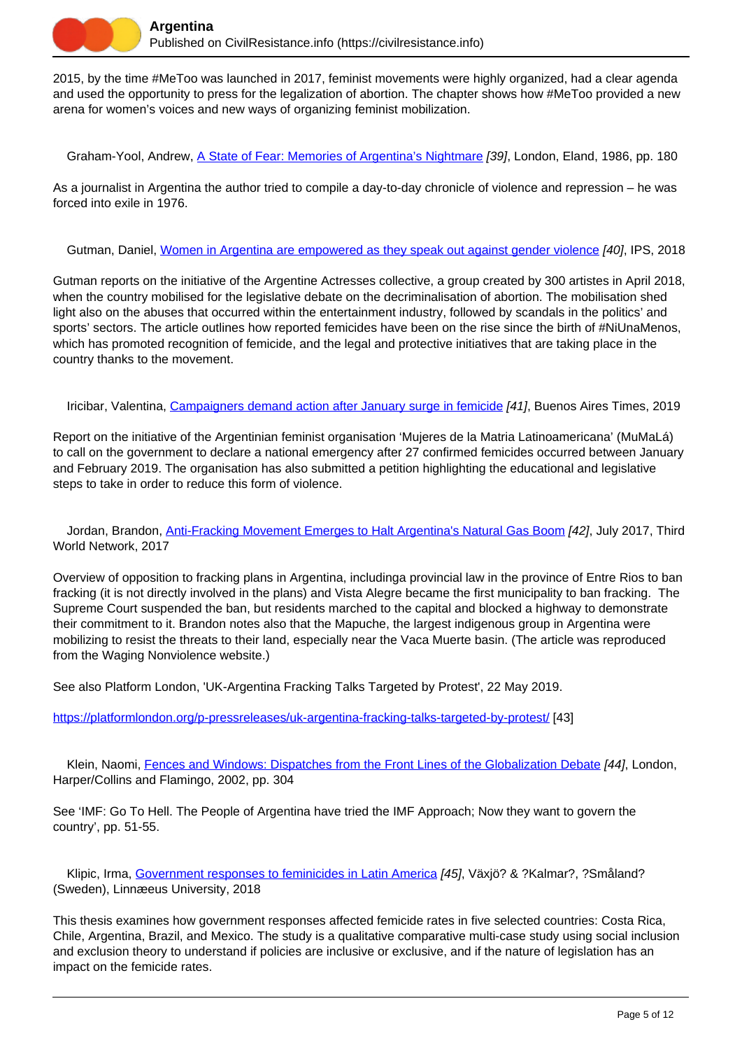2015, by the time #MeToo was launched in 2017, feminist movements were highly organized, had a clear agenda and used the opportunity to press for the legalization of abortion. The chapter shows how #MeToo provided a new arena for women's voices and new ways of organizing feminist mobilization.

Graham-Yool, Andrew, [A State of Fear: Memories of Argentina's Nightmare](#) *[39]*, London, Eland, 1986, pp. 180

As a journalist in Argentina the author tried to compile a day-to-day chronicle of violence and repression – he was forced into exile in 1976.

Gutman, Daniel, [Women in Argentina are empowered as they speak out against gender violence](#) *[40]*, IPS, 2018

Gutman reports on the initiative of the Argentine Actresses collective, a group created by 300 artists in April 2018, when the country mobilised for the legislative debate on the decriminalisation of abortion. The mobilisation shed light also on the abuses that occurred within the entertainment industry, followed by scandals in the politics' and sports' sectors. The article outlines how reported femicides have been on the rise since the birth of #NiUnaMenos, which has promoted recognition of femicide, and the legal and protective initiatives that are taking place in the country thanks to the movement.

Iricibar, Valentina, [Campaigners demand action after January surge in femicide](#) *[41]*, Buenos Aires Times, 2019

Report on the initiative of the Argentinian feminist organisation 'Mujeres de la Matria Latinoamericana' (MuMaLá) to call on the government to declare a national emergency after 27 confirmed femicides occurred between January and February 2019. The organisation has also submitted a petition highlighting the educational and legislative steps to take in order to reduce this form of violence.

Jordan, Brandon, [Anti-Fracking Movement Emerges to Halt Argentina's Natural Gas Boom](#) *[42]*, July 2017, Third World Network, 2017

Overview of opposition to fracking plans in Argentina, includinga provincial law in the province of Entre Rios to ban fracking (it is not directly involved in the plans) and Vista Alegre became the first municipality to ban fracking. The Supreme Court suspended the ban, but residents marched to the capital and blocked a highway to demonstrate their commitment to it. Brandon notes also that the Mapuche, the largest indigenous group in Argentina were mobilizing to resist the threats to their land, especially near the Vaca Muerte basin. (The article was reproduced from the Waging Nonviolence website.)

See also Platform London, 'UK-Argentina Fracking Talks Targeted by Protest', 22 May 2019.

https://platformlondon.org/p-pressreleases/uk-argentina-fracking-talks-targeted-by-protest/ [43]

Klein, Naomi, [Fences and Windows: Dispatches from the Front Lines of the Globalization Debate](#) *[44]*, London, Harper/Collins and Flamingo, 2002, pp. 304

See 'IMF: Go To Hell. The People of Argentina have tried the IMF Approach; Now they want to govern the country', pp. 51-55.

Klipic, Irma, [Government responses to feminicides in Latin America](#) *[45]*, Växjö? & ?Kalmar?, ?Småland? (Sweden), Linnæeus University, 2018

This thesis examines how government responses affected femicide rates in five selected countries: Costa Rica, Chile, Argentina, Brazil, and Mexico. The study is a qualitative comparative multi-case study using social inclusion and exclusion theory to understand if policies are inclusive or exclusive, and if the nature of legislation has an impact on the femicide rates.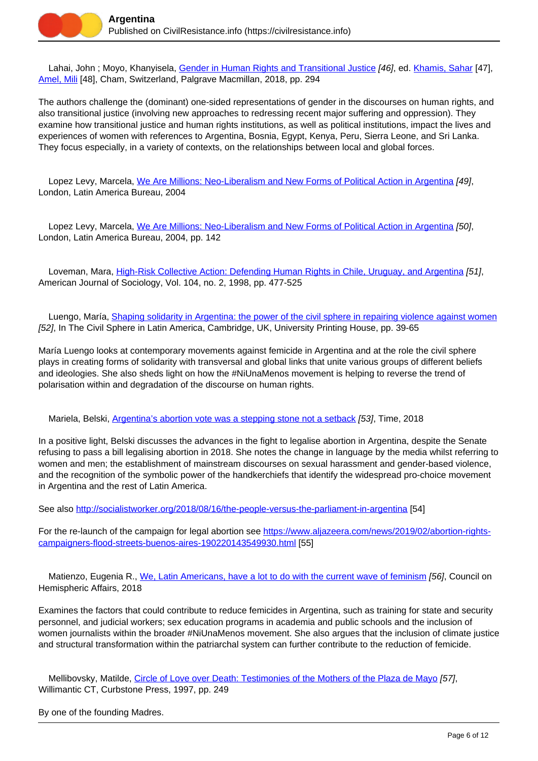Lahai, John ; Moyo, Khanyisela, [Gender in Human Rights and Transitional Justice](#) *[46]*, ed. [Khamis, Sahar](#) [47], [Amel, Mili](#) [48], Cham, Switzerland, Palgrave Macmillan, 2018, pp. 294

The authors challenge the (dominant) one-sided representations of gender in the discourses on human rights, and also transitional justice (involving new approaches to redressing recent major suffering and oppression). They examine how transitional justice and human rights institutions, as well as political institutions, impact the lives and experiences of women with references to Argentina, Bosnia, Egypt, Kenya, Peru, Sierra Leone, and Sri Lanka. They focus especially, in a variety of contexts, on the relationships between local and global forces.

Lopez Levy, Marcela, [We Are Millions: Neo-Liberalism and New Forms of Political Action in Argentina](#) *[49]*, London, Latin America Bureau, 2004

Lopez Levy, Marcela, [We Are Millions: Neo-Liberalism and New Forms of Political Action in Argentina](#) *[50]*, London, Latin America Bureau, 2004, pp. 142

Loveman, Mara, [High-Risk Collective Action: Defending Human Rights in Chile, Uruguay, and Argentina](#) *[51]*, American Journal of Sociology, Vol. 104, no. 2, 1998, pp. 477-525

Luengo, María, [Shaping solidarity in Argentina: the power of the civil sphere in repairing violence against women](#) *[52]*, In The Civil Sphere in Latin America, Cambridge, UK, University Printing House, pp. 39-65

María Luengo looks at contemporary movements against femicide in Argentina and at the role the civil sphere plays in creating forms of solidarity with transversal and global links that unite various groups of different beliefs and ideologies. She also sheds light on how the #NiUnaMenos movement is helping to reverse the trend of polarisation within and degradation of the discourse on human rights.

Mariela, Belski, [Argentina's abortion vote was a stepping stone not a setback](#) *[53]*, Time, 2018

In a positive light, Belski discusses the advances in the fight to legalise abortion in Argentina, despite the Senate refusing to pass a bill legalising abortion in 2018. She notes the change in language by the media whilst referring to women and men; the establishment of mainstream discourses on sexual harassment and gender-based violence, and the recognition of the symbolic power of the handkerchiefs that identify the widespread pro-choice movement in Argentina and the rest of Latin America.

See also http://socialistworker.org/2018/08/16/the-people-versus-the-parliament-in-argentina [54]

For the re-launch of the campaign for legal abortion see https://www.aljazeera.com/news/2019/02/abortion-rights-campaigners-flood-streets-buenos-aires-190220143549930.html [55]

Matienzo, Eugenia R., [We, Latin Americans, have a lot to do with the current wave of feminism](#) *[56]*, Council on Hemispheric Affairs, 2018

Examines the factors that could contribute to reduce femicides in Argentina, such as training for state and security personnel, and judicial workers; sex education programs in academia and public schools and the inclusion of women journalists within the broader #NiUnaMenos movement. She also argues that the inclusion of climate justice and structural transformation within the patriarchal system can further contribute to the reduction of femicide.

Mellibovsky, Matilde, [Circle of Love over Death: Testimonies of the Mothers of the Plaza de Mayo](#) *[57]*, Willimantic CT, Curbstone Press, 1997, pp. 249

By one of the founding Madres.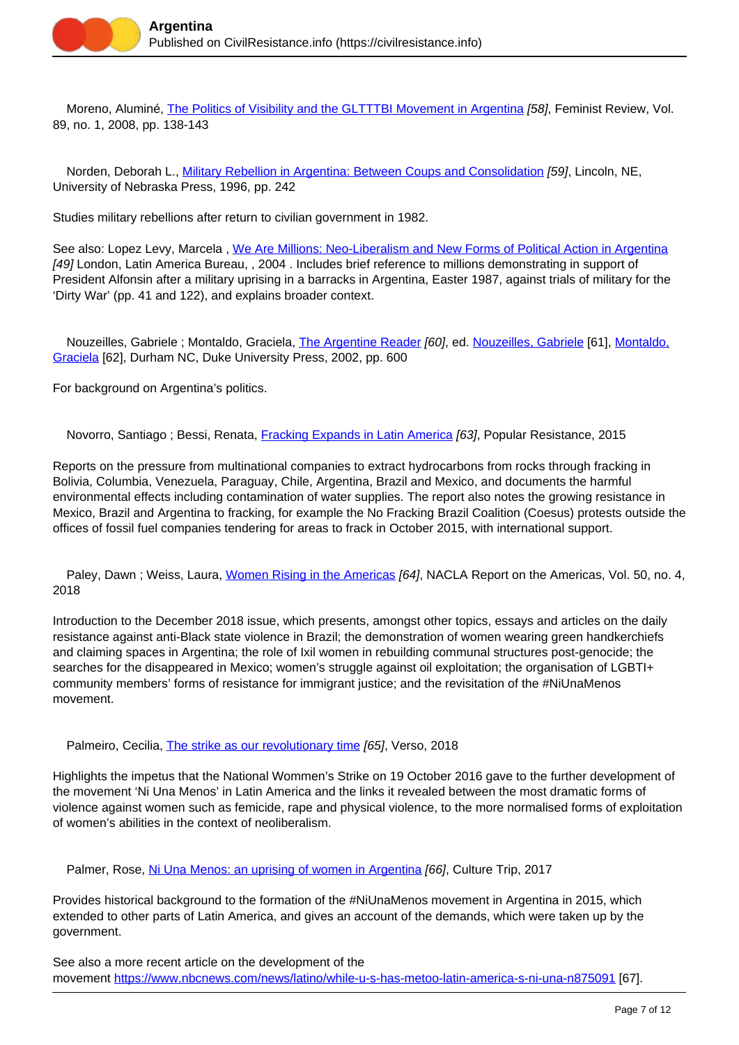Moreno, Aluminé, The Politics of Visibility and the GLTTTBI Movement in Argentina [58], Feminist Review, Vol. 89, no. 1, 2008, pp. 138-143

Norden, Deborah L., Military Rebellion in Argentina: Between Coups and Consolidation [59], Lincoln, NE, University of Nebraska Press, 1996, pp. 242

Studies military rebellions after return to civilian government in 1982.

See also: Lopez Levy, Marcela , We Are Millions: Neo-Liberalism and New Forms of Political Action in Argentina [49] London, Latin America Bureau, , 2004 . Includes brief reference to millions demonstrating in support of President Alfonsin after a military uprising in a barracks in Argentina, Easter 1987, against trials of military for the 'Dirty War' (pp. 41 and 122), and explains broader context.

Nouzeilles, Gabriele ; Montaldo, Graciela, The Argentine Reader [60], ed. Nouzeilles, Gabriele [61], Montaldo, Graciela [62], Durham NC, Duke University Press, 2002, pp. 600

For background on Argentina's politics.

Novorro, Santiago ; Bessi, Renata, Fracking Expands in Latin America [63], Popular Resistance, 2015

Reports on the pressure from multinational companies to extract hydrocarbons from rocks through fracking in Bolivia, Columbia, Venezuela, Paraguay, Chile, Argentina, Brazil and Mexico, and documents the harmful environmental effects including contamination of water supplies. The report also notes the growing resistance in Mexico, Brazil and Argentina to fracking, for example the No Fracking Brazil Coalition (Coesus) protests outside the offices of fossil fuel companies tendering for areas to frack in October 2015, with international support.

Paley, Dawn ; Weiss, Laura, Women Rising in the Americas [64], NACLA Report on the Americas, Vol. 50, no. 4, 2018

Introduction to the December 2018 issue, which presents, amongst other topics, essays and articles on the daily resistance against anti-Black state violence in Brazil; the demonstration of women wearing green handkerchiefs and claiming spaces in Argentina; the role of Ixil women in rebuilding communal structures post-genocide; the searches for the disappeared in Mexico; women's struggle against oil exploitation; the organisation of LGBTI+ community members' forms of resistance for immigrant justice; and the revisitation of the #NiUnaMenos movement.

Palmeiro, Cecilia, The strike as our revolutionary time [65], Verso, 2018

Highlights the impetus that the National Wommen's Strike on 19 October 2016 gave to the further development of the movement 'Ni Una Menos' in Latin America and the links it revealed between the most dramatic forms of violence against women such as femicide, rape and physical violence, to the more normalised forms of exploitation of women's abilities in the context of neoliberalism.

Palmer, Rose, Ni Una Menos: an uprising of women in Argentina [66], Culture Trip, 2017

Provides historical background to the formation of the #NiUnaMenos movement in Argentina in 2015, which extended to other parts of Latin America, and gives an account of the demands, which were taken up by the government.

See also a more recent article on the development of the movement https://www.nbcnews.com/news/latino/while-u-s-has-metoo-latin-america-s-ni-una-n875091 [67].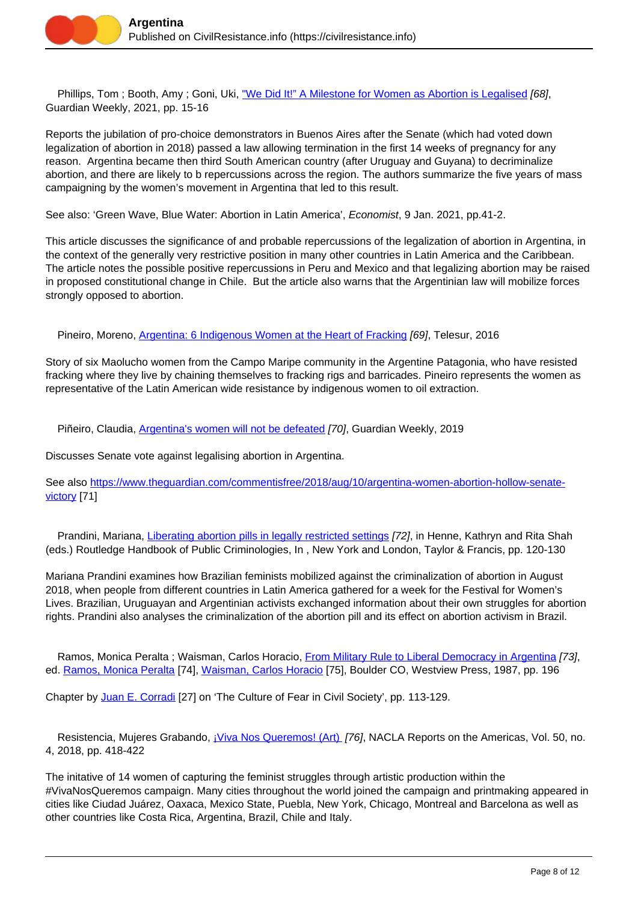Phillips, Tom ; Booth, Amy ; Goni, Uki, "We Did It!" A Milestone for Women as Abortion is Legalised [68], Guardian Weekly, 2021, pp. 15-16

Reports the jubilation of pro-choice demonstrators in Buenos Aires after the Senate (which had voted down legalization of abortion in 2018) passed a law allowing termination in the first 14 weeks of pregnancy for any reason. Argentina became then third South American country (after Uruguay and Guyana) to decriminalize abortion, and there are likely to b repercussions across the region. The authors summarize the five years of mass campaigning by the women's movement in Argentina that led to this result.

See also: 'Green Wave, Blue Water: Abortion in Latin America', *Economist*, 9 Jan. 2021, pp.41-2.

This article discusses the significance of and probable repercussions of the legalization of abortion in Argentina, in the context of the generally very restrictive position in many other countries in Latin America and the Caribbean. The article notes the possible positive repercussions in Peru and Mexico and that legalizing abortion may be raised in proposed constitutional change in Chile. But the article also warns that the Argentinian law will mobilize forces strongly opposed to abortion.

Pineiro, Moreno, Argentina: 6 Indigenous Women at the Heart of Fracking [69], Telesur, 2016

Story of six Maolucho women from the Campo Maripe community in the Argentine Patagonia, who have resisted fracking where they live by chaining themselves to fracking rigs and barricades. Pineiro represents the women as representative of the Latin American wide resistance by indigenous women to oil extraction.

Piñeiro, Claudia, Argentina's women will not be defeated [70], Guardian Weekly, 2019

Discusses Senate vote against legalising abortion in Argentina.

See also https://www.theguardian.com/commentisfree/2018/aug/10/argentina-women-abortion-hollow-senate-victory [71]

Prandini, Mariana, Liberating abortion pills in legally restricted settings [72], in Henne, Kathryn and Rita Shah (eds.) Routledge Handbook of Public Criminologies, In , New York and London, Taylor & Francis, pp. 120-130

Mariana Prandini examines how Brazilian feminists mobilized against the criminalization of abortion in August 2018, when people from different countries in Latin America gathered for a week for the Festival for Women's Lives. Brazilian, Uruguayan and Argentinian activists exchanged information about their own struggles for abortion rights. Prandini also analyses the criminalization of the abortion pill and its effect on abortion activism in Brazil.

Ramos, Monica Peralta ; Waisman, Carlos Horacio, From Military Rule to Liberal Democracy in Argentina [73], ed. Ramos, Monica Peralta [74], Waisman, Carlos Horacio [75], Boulder CO, Westview Press, 1987, pp. 196

Chapter by Juan E. Corradi [27] on 'The Culture of Fear in Civil Society', pp. 113-129.

Resistencia, Mujeres Grabando, ¡Viva Nos Queremos! (Art) [76], NACLA Reports on the Americas, Vol. 50, no. 4, 2018, pp. 418-422

The initative of 14 women of capturing the feminist struggles through artistic production within the #VivaNosQueremos campaign. Many cities throughout the world joined the campaign and printmaking appeared in cities like Ciudad Juárez, Oaxaca, Mexico State, Puebla, New York, Chicago, Montreal and Barcelona as well as other countries like Costa Rica, Argentina, Brazil, Chile and Italy.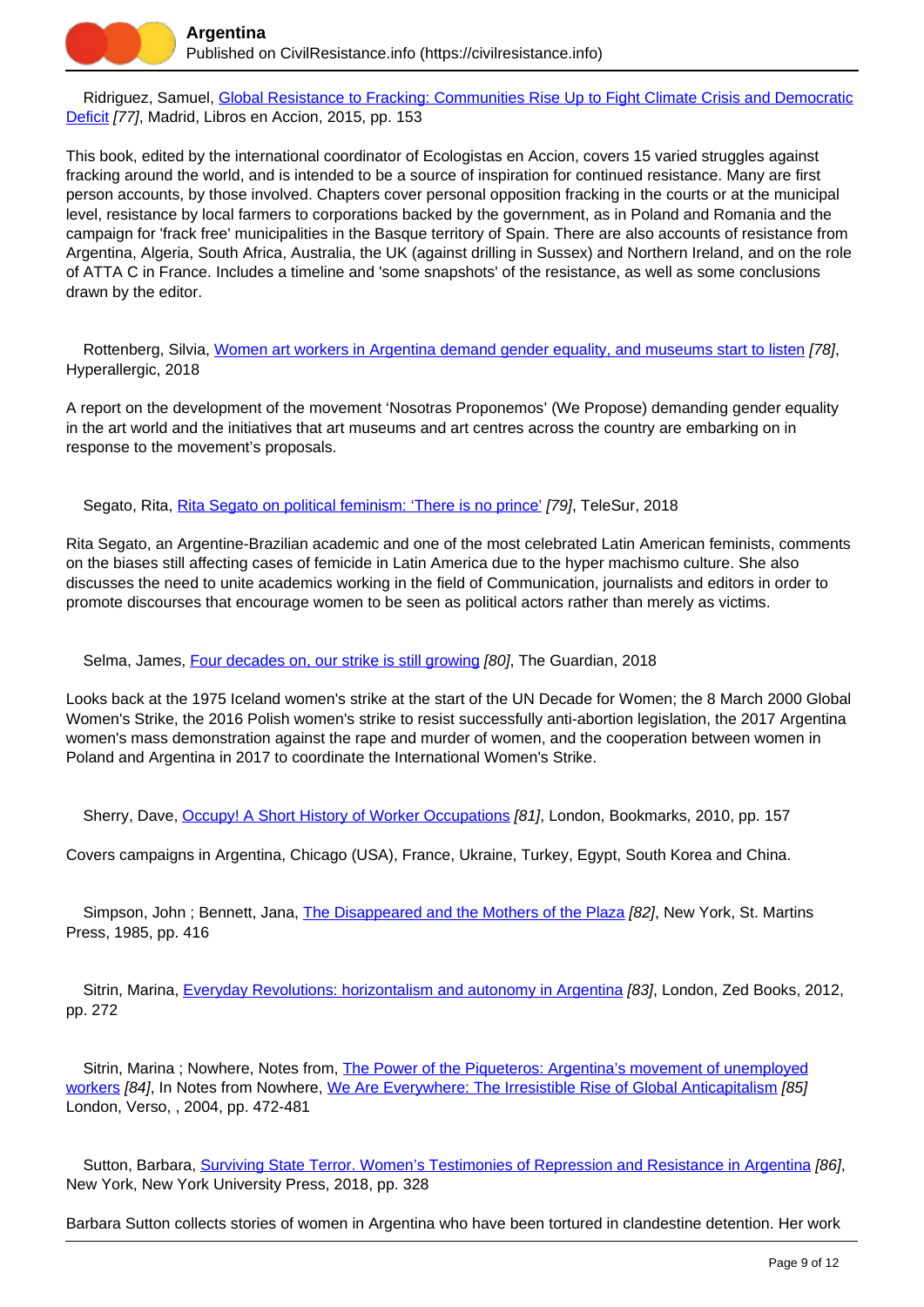Ridriguez, Samuel, Global Resistance to Fracking: Communities Rise Up to Fight Climate Crisis and Democratic Deficit [77], Madrid, Libros en Accion, 2015, pp. 153

This book, edited by the international coordinator of Ecologistas en Accion, covers 15 varied struggles against fracking around the world, and is intended to be a source of inspiration for continued resistance. Many are first person accounts, by those involved. Chapters cover personal opposition fracking in the courts or at the municipal level, resistance by local farmers to corporations backed by the government, as in Poland and Romania and the campaign for 'frack free' municipalities in the Basque territory of Spain. There are also accounts of resistance from Argentina, Algeria, South Africa, Australia, the UK (against drilling in Sussex) and Northern Ireland, and on the role of ATTA C in France. Includes a timeline and 'some snapshots' of the resistance, as well as some conclusions drawn by the editor.

Rottenberg, Silvia, Women art workers in Argentina demand gender equality, and museums start to listen [78], Hyperallergic, 2018

A report on the development of the movement 'Nosotras Proponemos' (We Propose) demanding gender equality in the art world and the initiatives that art museums and art centres across the country are embarking on in response to the movement's proposals.

Segato, Rita, Rita Segato on political feminism: 'There is no prince' [79], TeleSur, 2018

Rita Segato, an Argentine-Brazilian academic and one of the most celebrated Latin American feminists, comments on the biases still affecting cases of femicide in Latin America due to the hyper machismo culture. She also discusses the need to unite academics working in the field of Communication, journalists and editors in order to promote discourses that encourage women to be seen as political actors rather than merely as victims.

Selma, James, Four decades on, our strike is still growing [80], The Guardian, 2018

Looks back at the 1975 Iceland women's strike at the start of the UN Decade for Women; the 8 March 2000 Global Women's Strike, the 2016 Polish women's strike to resist successfully anti-abortion legislation, the 2017 Argentina women's mass demonstration against the rape and murder of women, and the cooperation between women in Poland and Argentina in 2017 to coordinate the International Women's Strike.

Sherry, Dave, Occupy! A Short History of Worker Occupations [81], London, Bookmarks, 2010, pp. 157

Covers campaigns in Argentina, Chicago (USA), France, Ukraine, Turkey, Egypt, South Korea and China.

Simpson, John ; Bennett, Jana, The Disappeared and the Mothers of the Plaza [82], New York, St. Martins Press, 1985, pp. 416

Sitrin, Marina, Everyday Revolutions: horizontalism and autonomy in Argentina [83], London, Zed Books, 2012, pp. 272

Sitrin, Marina ; Nowhere, Notes from, The Power of the Piqueteros: Argentina's movement of unemployed workers [84], In Notes from Nowhere, We Are Everywhere: The Irresistible Rise of Global Anticapitalism [85] London, Verso, , 2004, pp. 472-481

Sutton, Barbara, Surviving State Terror. Women's Testimonies of Repression and Resistance in Argentina [86], New York, New York University Press, 2018, pp. 328

Barbara Sutton collects stories of women in Argentina who have been tortured in clandestine detention. Her work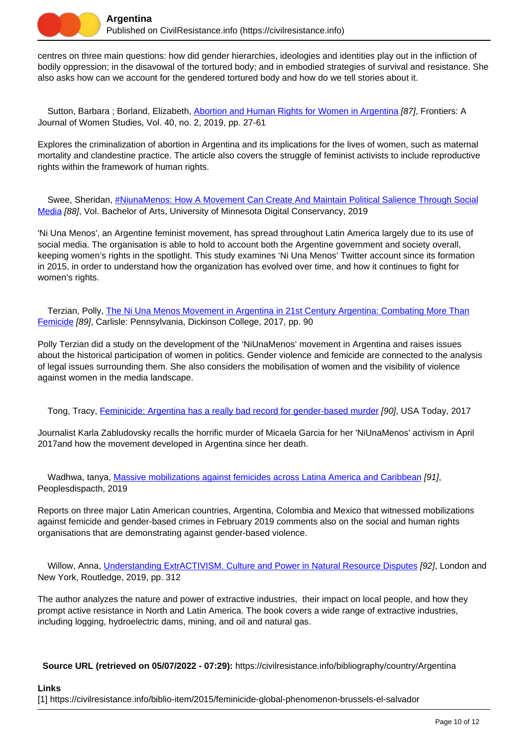centres on three main questions: how did gender hierarchies, ideologies and identities play out in the infliction of bodily oppression; in the disavowal of the tortured body; and in embodied strategies of survival and resistance. She also asks how can we account for the gendered tortured body and how do we tell stories about it.

Sutton, Barbara ; Borland, Elizabeth, Abortion and Human Rights for Women in Argentina [87], Frontiers: A Journal of Women Studies, Vol. 40, no. 2, 2019, pp. 27-61

Explores the criminalization of abortion in Argentina and its implications for the lives of women, such as maternal mortality and clandestine practice. The article also covers the struggle of feminist activists to include reproductive rights within the framework of human rights.

Swee, Sheridan, #NiunaMenos: How A Movement Can Create And Maintain Political Salience Through Social Media [88], Vol. Bachelor of Arts, University of Minnesota Digital Conservancy, 2019

'Ni Una Menos', an Argentine feminist movement, has spread throughout Latin America largely due to its use of social media. The organisation is able to hold to account both the Argentine government and society overall, keeping women's rights in the spotlight. This study examines 'Ni Una Menos' Twitter account since its formation in 2015, in order to understand how the organization has evolved over time, and how it continues to fight for women's rights.

Terzian, Polly, The Ni Una Menos Movement in Argentina in 21st Century Argentina: Combating More Than Femicide [89], Carlisle: Pennsylvania, Dickinson College, 2017, pp. 90

Polly Terzian did a study on the development of the 'NiUnaMenos' movement in Argentina and raises issues about the historical participation of women in politics. Gender violence and femicide are connected to the analysis of legal issues surrounding them. She also considers the mobilisation of women and the visibility of violence against women in the media landscape.

Tong, Tracy, Feminicide: Argentina has a really bad record for gender-based murder [90], USA Today, 2017

Journalist Karla Zabludovsky recalls the horrific murder of Micaela Garcia for her 'NiUnaMenos' activism in April 2017and how the movement developed in Argentina since her death.

Wadhwa, tanya, Massive mobilizations against femicides across Latina America and Caribbean [91], Peoplesdispacth, 2019

Reports on three major Latin American countries, Argentina, Colombia and Mexico that witnessed mobilizations against femicide and gender-based crimes in February 2019 comments also on the social and human rights organisations that are demonstrating against gender-based violence.

Willow, Anna, Understanding ExtrACTIVISM. Culture and Power in Natural Resource Disputes [92], London and New York, Routledge, 2019, pp. 312

The author analyzes the nature and power of extractive industries, their impact on local people, and how they prompt active resistance in North and Latin America. The book covers a wide range of extractive industries, including logging, hydroelectric dams, mining, and oil and natural gas.

**Source URL (retrieved on 05/07/2022 - 07:29):** https://civilresistance.info/bibliography/country/Argentina

**Links**
[1] https://civilresistance.info/biblio-item/2015/feminicide-global-phenomenon-brussels-el-salvador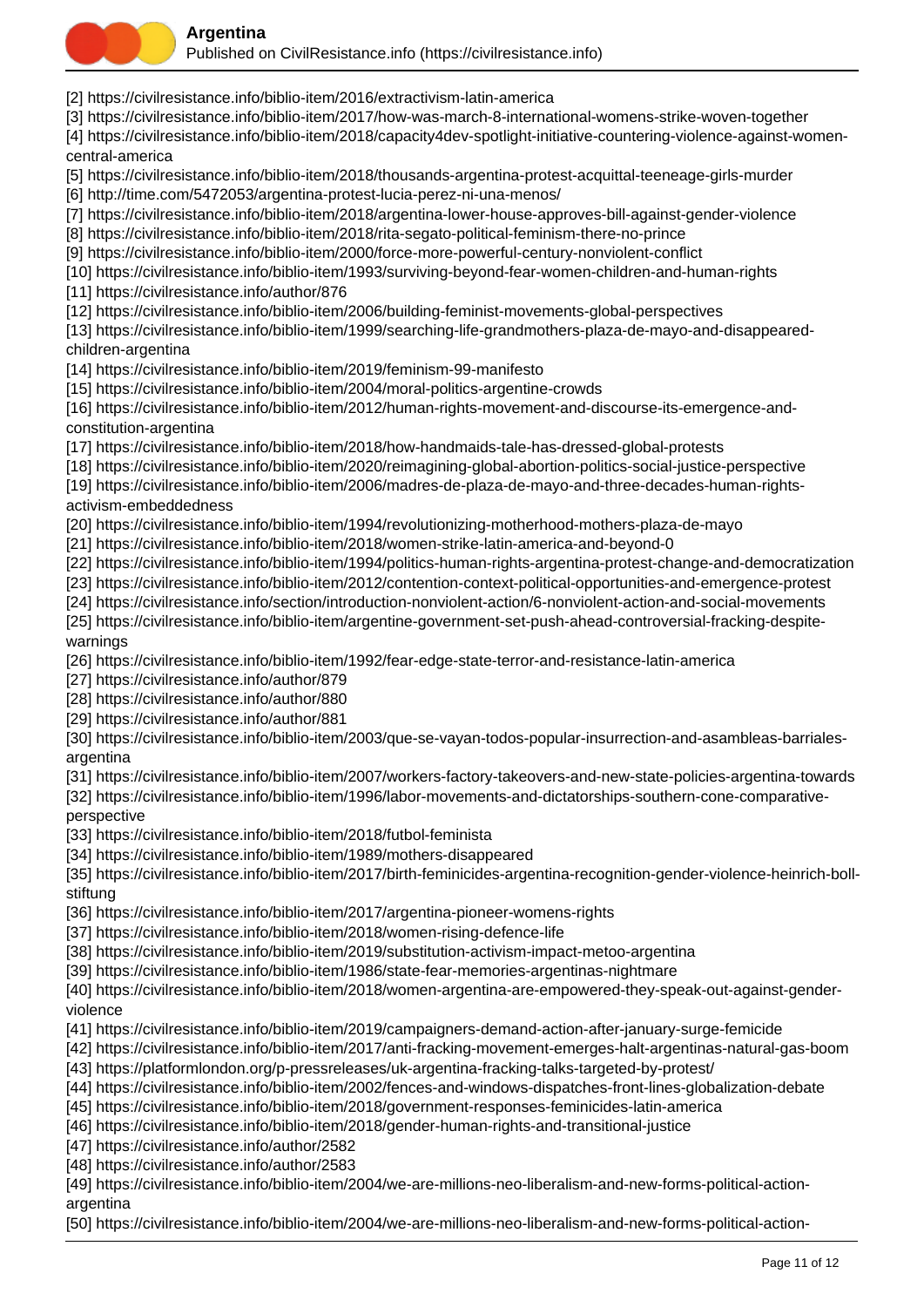[2] https://civilresistance.info/biblio-item/2016/extractivism-latin-america
[3] https://civilresistance.info/biblio-item/2017/how-was-march-8-international-womens-strike-woven-together
[4] https://civilresistance.info/biblio-item/2018/capacity4dev-spotlight-initiative-countering-violence-against-women-central-america
[5] https://civilresistance.info/biblio-item/2018/thousands-argentina-protest-acquittal-teeneage-girls-murder
[6] http://time.com/5472053/argentina-protest-lucia-perez-ni-una-menos/
[7] https://civilresistance.info/biblio-item/2018/argentina-lower-house-approves-bill-against-gender-violence
[8] https://civilresistance.info/biblio-item/2018/rita-segato-political-feminism-there-no-prince
[9] https://civilresistance.info/biblio-item/2000/force-more-powerful-century-nonviolent-conflict
[10] https://civilresistance.info/biblio-item/1993/surviving-beyond-fear-women-children-and-human-rights
[11] https://civilresistance.info/author/876
[12] https://civilresistance.info/biblio-item/2006/building-feminist-movements-global-perspectives
[13] https://civilresistance.info/biblio-item/1999/searching-life-grandmothers-plaza-de-mayo-and-disappeared-children-argentina
[14] https://civilresistance.info/biblio-item/2019/feminism-99-manifesto
[15] https://civilresistance.info/biblio-item/2004/moral-politics-argentine-crowds
[16] https://civilresistance.info/biblio-item/2012/human-rights-movement-and-discourse-its-emergence-and-constitution-argentina
[17] https://civilresistance.info/biblio-item/2018/how-handmaids-tale-has-dressed-global-protests
[18] https://civilresistance.info/biblio-item/2020/reimagining-global-abortion-politics-social-justice-perspective
[19] https://civilresistance.info/biblio-item/2006/madres-de-plaza-de-mayo-and-three-decades-human-rights-activism-embeddedness
[20] https://civilresistance.info/biblio-item/1994/revolutionizing-motherhood-mothers-plaza-de-mayo
[21] https://civilresistance.info/biblio-item/2018/women-strike-latin-america-and-beyond-0
[22] https://civilresistance.info/biblio-item/1994/politics-human-rights-argentina-protest-change-and-democratization
[23] https://civilresistance.info/biblio-item/2012/contention-context-political-opportunities-and-emergence-protest
[24] https://civilresistance.info/section/introduction-nonviolent-action/6-nonviolent-action-and-social-movements
[25] https://civilresistance.info/biblio-item/argentine-government-set-push-ahead-controversial-fracking-despite-warnings
[26] https://civilresistance.info/biblio-item/1992/fear-edge-state-terror-and-resistance-latin-america
[27] https://civilresistance.info/author/879
[28] https://civilresistance.info/author/880
[29] https://civilresistance.info/author/881
[30] https://civilresistance.info/biblio-item/2003/que-se-vayan-todos-popular-insurrection-and-asambleas-barriales-argentina
[31] https://civilresistance.info/biblio-item/2007/workers-factory-takeovers-and-new-state-policies-argentina-towards
[32] https://civilresistance.info/biblio-item/1996/labor-movements-and-dictatorships-southern-cone-comparative-perspective
[33] https://civilresistance.info/biblio-item/2018/futbol-feminista
[34] https://civilresistance.info/biblio-item/1989/mothers-disappeared
[35] https://civilresistance.info/biblio-item/2017/birth-feminicides-argentina-recognition-gender-violence-heinrich-boll-stiftung
[36] https://civilresistance.info/biblio-item/2017/argentina-pioneer-womens-rights
[37] https://civilresistance.info/biblio-item/2018/women-rising-defence-life
[38] https://civilresistance.info/biblio-item/2019/substitution-activism-impact-metoo-argentina
[39] https://civilresistance.info/biblio-item/1986/state-fear-memories-argentinas-nightmare
[40] https://civilresistance.info/biblio-item/2018/women-argentina-are-empowered-they-speak-out-against-gender-violence
[41] https://civilresistance.info/biblio-item/2019/campaigners-demand-action-after-january-surge-femicide
[42] https://civilresistance.info/biblio-item/2017/anti-fracking-movement-emerges-halt-argentinas-natural-gas-boom
[43] https://platformlondon.org/p-pressreleases/uk-argentina-fracking-talks-targeted-by-protest/
[44] https://civilresistance.info/biblio-item/2002/fences-and-windows-dispatches-front-lines-globalization-debate
[45] https://civilresistance.info/biblio-item/2018/government-responses-feminicides-latin-america
[46] https://civilresistance.info/biblio-item/2018/gender-human-rights-and-transitional-justice
[47] https://civilresistance.info/author/2582
[48] https://civilresistance.info/author/2583
[49] https://civilresistance.info/biblio-item/2004/we-are-millions-neo-liberalism-and-new-forms-political-action-argentina
[50] https://civilresistance.info/biblio-item/2004/we-are-millions-neo-liberalism-and-new-forms-political-action-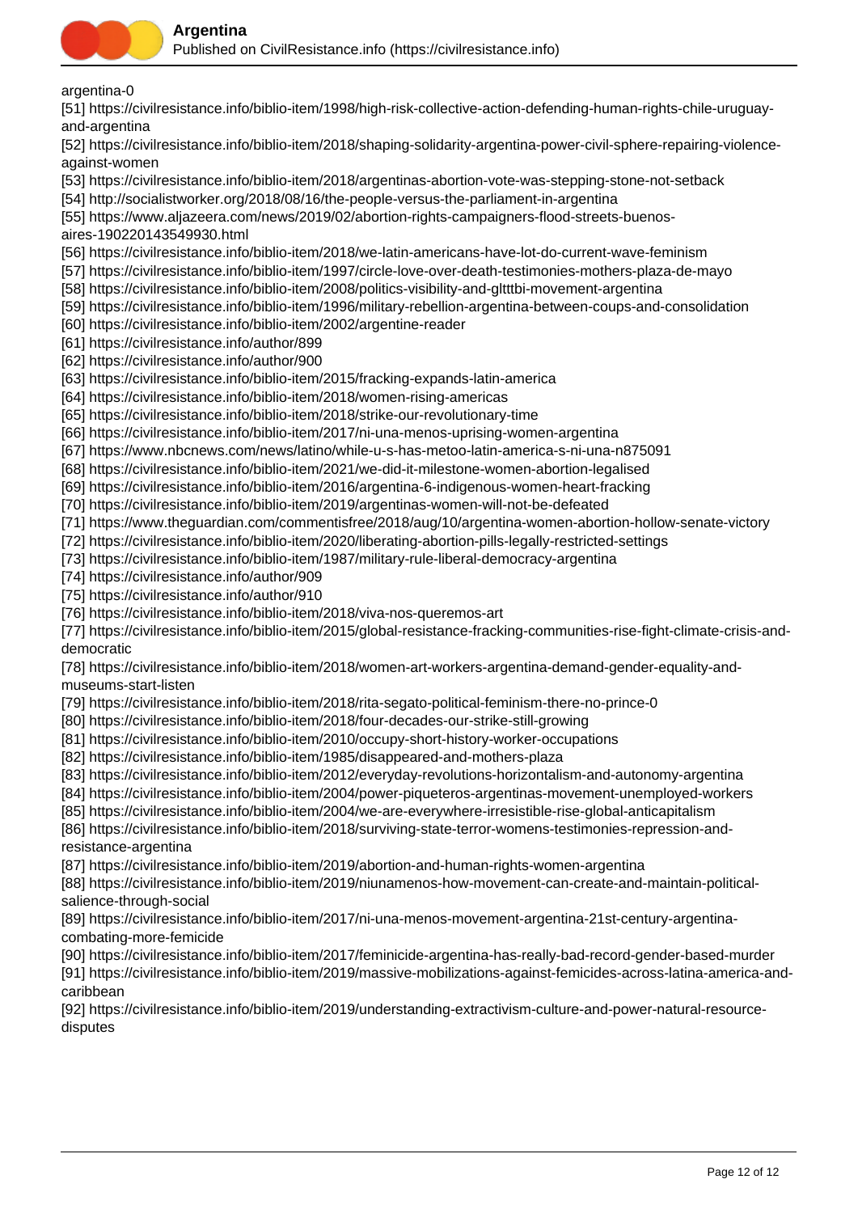argentina-0

[51] https://civilresistance.info/biblio-item/1998/high-risk-collective-action-defending-human-rights-chile-uruguay-and-argentina

[52] https://civilresistance.info/biblio-item/2018/shaping-solidarity-argentina-power-civil-sphere-repairing-violence-against-women

[53] https://civilresistance.info/biblio-item/2018/argentinas-abortion-vote-was-stepping-stone-not-setback

[54] http://socialistworker.org/2018/08/16/the-people-versus-the-parliament-in-argentina

[55] https://www.aljazeera.com/news/2019/02/abortion-rights-campaigners-flood-streets-buenos-aires-190220143549930.html

[56] https://civilresistance.info/biblio-item/2018/we-latin-americans-have-lot-do-current-wave-feminism

[57] https://civilresistance.info/biblio-item/1997/circle-love-over-death-testimonies-mothers-plaza-de-mayo

[58] https://civilresistance.info/biblio-item/2008/politics-visibility-and-gltttbi-movement-argentina

[59] https://civilresistance.info/biblio-item/1996/military-rebellion-argentina-between-coups-and-consolidation

[60] https://civilresistance.info/biblio-item/2002/argentine-reader

[61] https://civilresistance.info/author/899

[62] https://civilresistance.info/author/900

[63] https://civilresistance.info/biblio-item/2015/fracking-expands-latin-america

[64] https://civilresistance.info/biblio-item/2018/women-rising-americas

[65] https://civilresistance.info/biblio-item/2018/strike-our-revolutionary-time

[66] https://civilresistance.info/biblio-item/2017/ni-una-menos-uprising-women-argentina

[67] https://www.nbcnews.com/news/latino/while-u-s-has-metoo-latin-america-s-ni-una-n875091

[68] https://civilresistance.info/biblio-item/2021/we-did-it-milestone-women-abortion-legalised

[69] https://civilresistance.info/biblio-item/2016/argentina-6-indigenous-women-heart-fracking

[70] https://civilresistance.info/biblio-item/2019/argentinas-women-will-not-be-defeated

[71] https://www.theguardian.com/commentisfree/2018/aug/10/argentina-women-abortion-hollow-senate-victory

[72] https://civilresistance.info/biblio-item/2020/liberating-abortion-pills-legally-restricted-settings

[73] https://civilresistance.info/biblio-item/1987/military-rule-liberal-democracy-argentina

[74] https://civilresistance.info/author/909

[75] https://civilresistance.info/author/910

[76] https://civilresistance.info/biblio-item/2018/viva-nos-queremos-art

[77] https://civilresistance.info/biblio-item/2015/global-resistance-fracking-communities-rise-fight-climate-crisis-and-democratic

[78] https://civilresistance.info/biblio-item/2018/women-art-workers-argentina-demand-gender-equality-and-museums-start-listen

[79] https://civilresistance.info/biblio-item/2018/rita-segato-political-feminism-there-no-prince-0

[80] https://civilresistance.info/biblio-item/2018/four-decades-our-strike-still-growing

[81] https://civilresistance.info/biblio-item/2010/occupy-short-history-worker-occupations

[82] https://civilresistance.info/biblio-item/1985/disappeared-and-mothers-plaza

[83] https://civilresistance.info/biblio-item/2012/everyday-revolutions-horizontalism-and-autonomy-argentina

[84] https://civilresistance.info/biblio-item/2004/power-piqueteros-argentinas-movement-unemployed-workers

[85] https://civilresistance.info/biblio-item/2004/we-are-everywhere-irresistible-rise-global-anticapitalism

[86] https://civilresistance.info/biblio-item/2018/surviving-state-terror-womens-testimonies-repression-and-resistance-argentina

[87] https://civilresistance.info/biblio-item/2019/abortion-and-human-rights-women-argentina

[88] https://civilresistance.info/biblio-item/2019/niunamenos-how-movement-can-create-and-maintain-political-salience-through-social

[89] https://civilresistance.info/biblio-item/2017/ni-una-menos-movement-argentina-21st-century-argentina-combating-more-femicide

[90] https://civilresistance.info/biblio-item/2017/feminicide-argentina-has-really-bad-record-gender-based-murder

[91] https://civilresistance.info/biblio-item/2019/massive-mobilizations-against-femicides-across-latina-america-and-caribbean

[92] https://civilresistance.info/biblio-item/2019/understanding-extractivism-culture-and-power-natural-resource-disputes